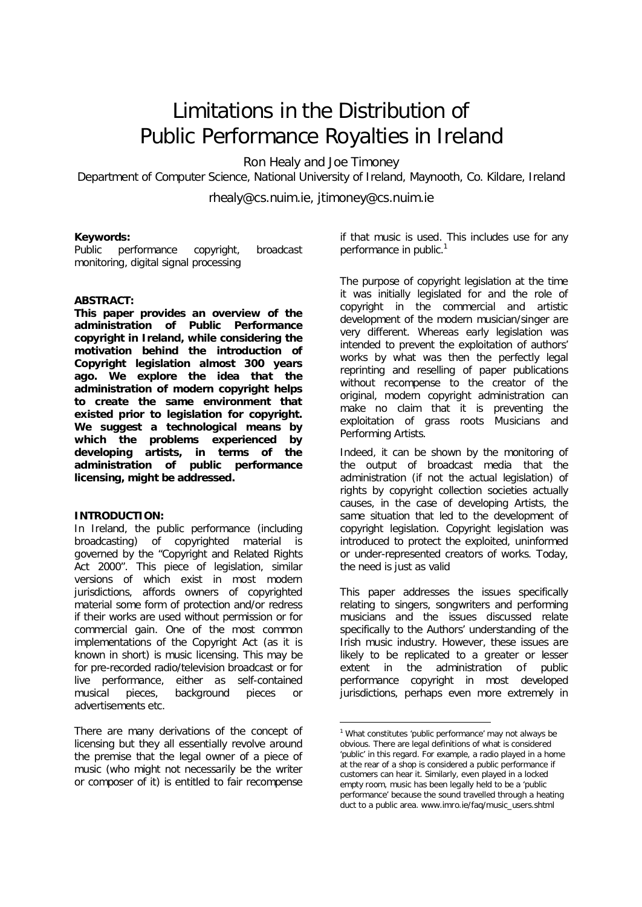# Limitations in the Distribution of Public Performance Royalties in Ireland

Ron Healy and Joe Timoney

Department of Computer Science, National University of Ireland, Maynooth, Co. Kildare, Ireland

rhealy@cs.nuim.ie, jtimoney@cs.nuim.ie

**Keywords:**
Public performance copyright, broadcast monitoring, digital signal processing

**ABSTRACT:**

**This paper provides an overview of the administration of Public Performance copyright in Ireland, while considering the motivation behind the introduction of Copyright legislation almost 300 years ago. We explore the idea that the administration of modern copyright helps to create the same environment that existed prior to legislation for copyright. We suggest a technological means by which the problems experienced by developing artists, in terms of the administration of public performance licensing, might be addressed.**

**INTRODUCTION:**

In Ireland, the public performance (including broadcasting) of copyrighted material is governed by the "Copyright and Related Rights Act 2000". This piece of legislation, similar versions of which exist in most modern jurisdictions, affords owners of copyrighted material some form of protection and/or redress if their works are used without permission or for commercial gain. One of the most common implementations of the Copyright Act (as it is known in short) is music licensing. This may be for pre-recorded radio/television broadcast or for live performance, either as self-contained musical pieces, background pieces or advertisements etc.

There are many derivations of the concept of licensing but they all essentially revolve around the premise that the legal owner of a piece of music (who might not necessarily be the writer or composer of it) is entitled to fair recompense if that music is used. This includes use for any performance in public.[1]

The purpose of copyright legislation at the time it was initially legislated for and the role of copyright in the commercial and artistic development of the modern musician/singer are very different. Whereas early legislation was intended to prevent the exploitation of authors' works by what was then the perfectly legal reprinting and reselling of paper publications without recompense to the creator of the original, modern copyright administration can make no claim that it is preventing the exploitation of grass roots Musicians and Performing Artists.

Indeed, it can be shown by the monitoring of the output of broadcast media that the administration (if not the actual legislation) of rights by copyright collection societies actually causes, in the case of developing Artists, the same situation that led to the development of copyright legislation. Copyright legislation was introduced to protect the exploited, uninformed or under-represented creators of works. Today, the need is just as valid

This paper addresses the issues specifically relating to singers, songwriters and performing musicians and the issues discussed relate specifically to the Authors' understanding of the Irish music industry. However, these issues are likely to be replicated to a greater or lesser extent in the administration of public performance copyright in most developed jurisdictions, perhaps even more extremely in

[1] What constitutes 'public performance' may not always be obvious. There are legal definitions of what is considered 'public' in this regard. For example, a radio played in a home at the rear of a shop is considered a public performance if customers can hear it. Similarly, even played in a locked empty room, music has been legally held to be a 'public performance' because the sound travelled through a heating duct to a public area. www.imro.ie/faq/music_users.shtml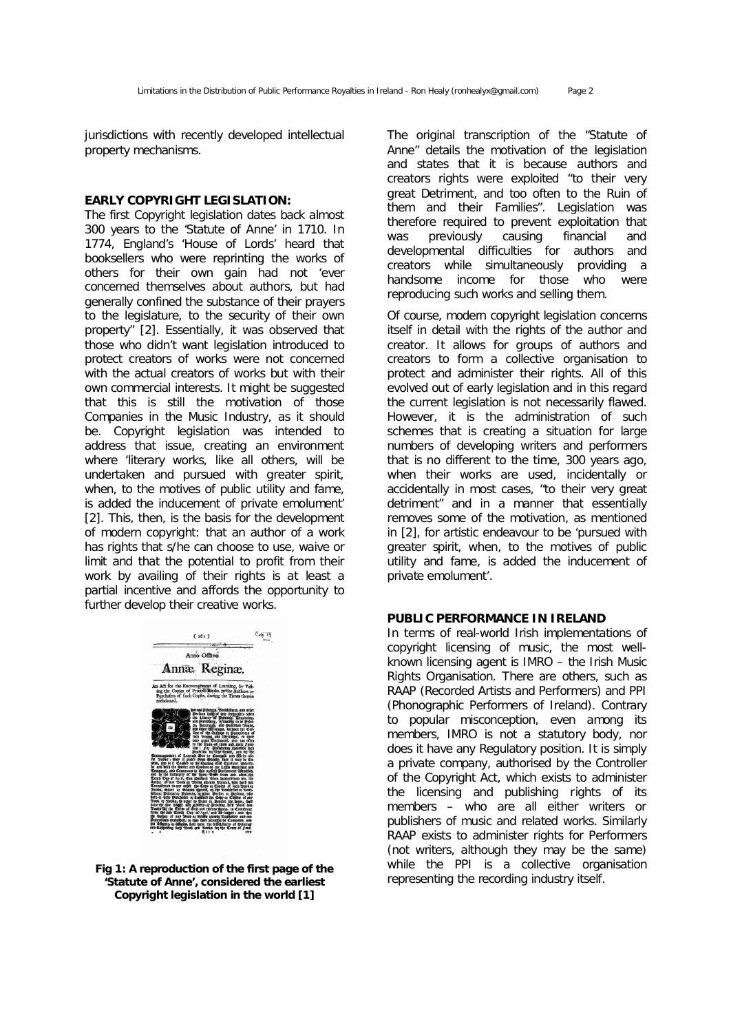jurisdictions with recently developed intellectual property mechanisms.

## EARLY COPYRIGHT LEGISLATION:

The first Copyright legislation dates back almost 300 years to the 'Statute of Anne' in 1710. In 1774, England's 'House of Lords' heard that booksellers who were reprinting the works of others for their own gain had not 'ever concerned themselves about authors, but had generally confined the substance of their prayers to the legislature, to the security of their own property" [2]. Essentially, it was observed that those who didn't want legislation introduced to protect creators of works were not concerned with the actual creators of works but with their own commercial interests. It might be suggested that this is still the motivation of those Companies in the Music Industry, as it should be. Copyright legislation was intended to address that issue, creating an environment where 'literary works, like all others, will be undertaken and pursued with greater spirit, when, to the motives of public utility and fame, is added the inducement of private emolument' [2]. This, then, is the basis for the development of modern copyright: that an author of a work has rights that s/he can choose to use, waive or limit and that the potential to profit from their work by availing of their rights is at least a partial incentive and affords the opportunity to further develop their creative works.

**Fig 1: A reproduction of the first page of the 'Statute of Anne', considered the earliest Copyright legislation in the world [1]**

The original transcription of the "Statute of Anne" details the motivation of the legislation and states that it is because authors and creators rights were exploited "to their very great Detriment, and too often to the Ruin of them and their Families". Legislation was therefore required to prevent exploitation that was previously causing financial and developmental difficulties for authors and creators while simultaneously providing a handsome income for those who were reproducing such works and selling them.

Of course, modern copyright legislation concerns itself in detail with the rights of the author and creator. It allows for groups of authors and creators to form a collective organisation to protect and administer their rights. All of this evolved out of early legislation and in this regard the current legislation is not necessarily flawed. However, it is the administration of such schemes that is creating a situation for large numbers of developing writers and performers that is no different to the time, 300 years ago, when their works are used, incidentally or accidentally in most cases, "to their very great detriment" and in a manner that essentially removes some of the motivation, as mentioned in [2], for artistic endeavour to be 'pursued with greater spirit, when, to the motives of public utility and fame, is added the inducement of private emolument'.

## PUBLIC PERFORMANCE IN IRELAND

In terms of real-world Irish implementations of copyright licensing of music, the most well-known licensing agent is IMRO – the Irish Music Rights Organisation. There are others, such as RAAP (Recorded Artists and Performers) and PPI (Phonographic Performers of Ireland). Contrary to popular misconception, even among its members, IMRO is not a statutory body, nor does it have any Regulatory position. It is simply a private company, authorised by the Controller of the Copyright Act, which exists to administer the licensing and publishing rights of its members – who are all either writers or publishers of music and related works. Similarly RAAP exists to administer rights for Performers (not writers, although they may be the same) while the PPI is a collective organisation representing the recording industry itself.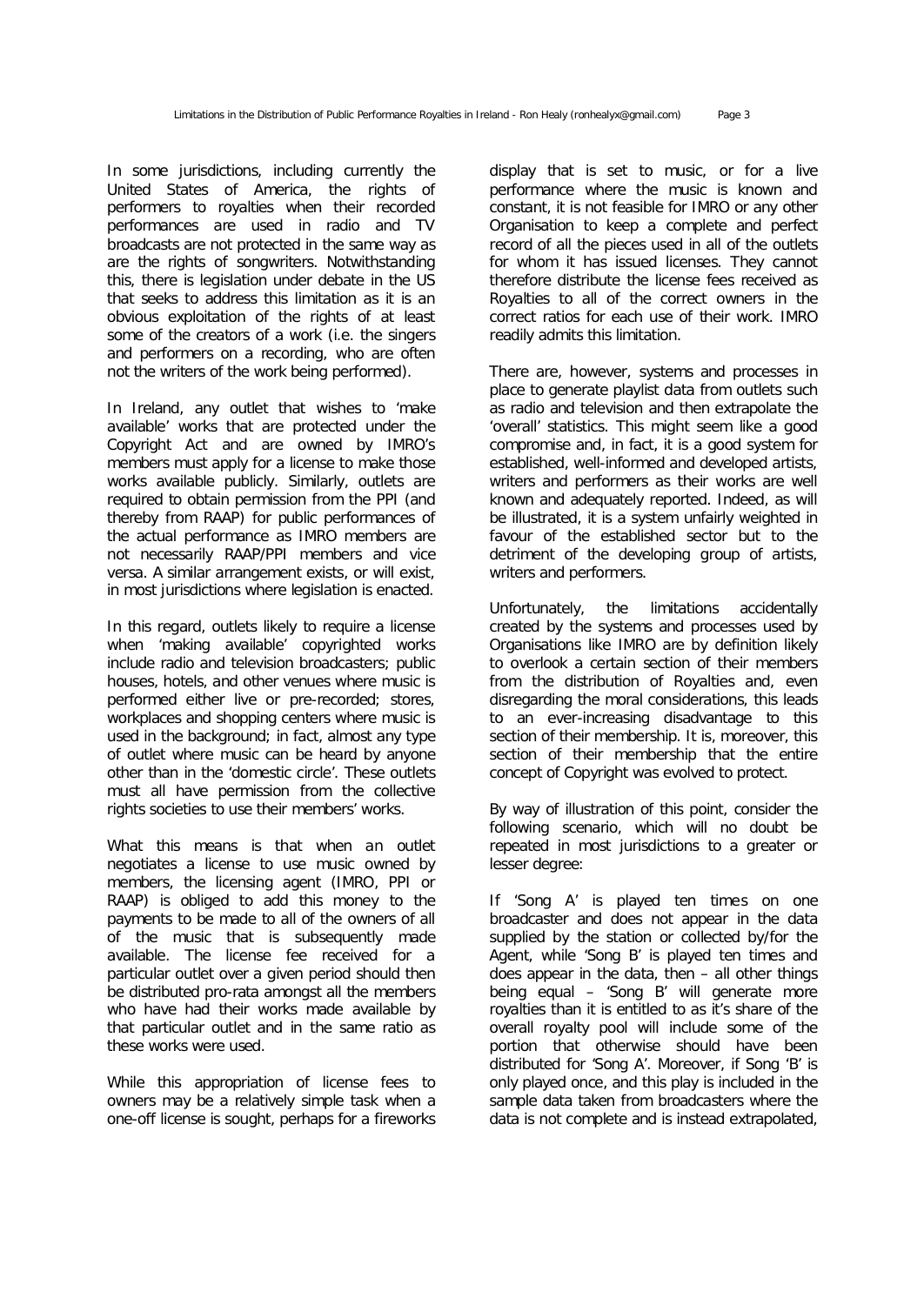In some jurisdictions, including currently the United States of America, the rights of performers to royalties when their recorded performances are used in radio and TV broadcasts are not protected in the same way as are the rights of songwriters. Notwithstanding this, there is legislation under debate in the US that seeks to address this limitation as it is an obvious exploitation of the rights of at least some of the creators of a work (i.e. the singers and performers on a recording, who are often not the writers of the work being performed).

In Ireland, any outlet that wishes to 'make available' works that are protected under the Copyright Act and are owned by IMRO's members must apply for a license to make those works available publicly. Similarly, outlets are required to obtain permission from the PPI (and thereby from RAAP) for public performances of the actual performance as IMRO members are not necessarily RAAP/PPI members and vice versa. A similar arrangement exists, or will exist, in most jurisdictions where legislation is enacted.

In this regard, outlets likely to require a license when 'making available' copyrighted works include radio and television broadcasters; public houses, hotels, and other venues where music is performed either live or pre-recorded; stores, workplaces and shopping centers where music is used in the background; in fact, almost any type of outlet where music can be heard by anyone other than in the 'domestic circle'. These outlets must all have permission from the collective rights societies to use their members' works.

What this means is that when an outlet negotiates a license to use music owned by members, the licensing agent (IMRO, PPI or RAAP) is obliged to add this money to the payments to be made to all of the owners of all of the music that is subsequently made available. The license fee received for a particular outlet over a given period should then be distributed pro-rata amongst all the members who have had their works made available by that particular outlet and in the same ratio as these works were used.

While this appropriation of license fees to owners may be a relatively simple task when a one-off license is sought, perhaps for a fireworks display that is set to music, or for a live performance where the music is known and constant, it is not feasible for IMRO or any other Organisation to keep a complete and perfect record of all the pieces used in all of the outlets for whom it has issued licenses. They cannot therefore distribute the license fees received as Royalties to all of the correct owners in the correct ratios for each use of their work. IMRO readily admits this limitation.

There are, however, systems and processes in place to generate playlist data from outlets such as radio and television and then extrapolate the 'overall' statistics. This might seem like a good compromise and, in fact, it is a good system for established, well-informed and developed artists, writers and performers as their works are well known and adequately reported. Indeed, as will be illustrated, it is a system unfairly weighted in favour of the established sector but to the detriment of the developing group of artists, writers and performers.

Unfortunately, the limitations accidentally created by the systems and processes used by Organisations like IMRO are by definition likely to overlook a certain section of their members from the distribution of Royalties and, even disregarding the moral considerations, this leads to an ever-increasing disadvantage to this section of their membership. It is, moreover, this section of their membership that the entire concept of Copyright was evolved to protect.

By way of illustration of this point, consider the following scenario, which will no doubt be repeated in most jurisdictions to a greater or lesser degree:

If 'Song A' is played ten times on one broadcaster and does not appear in the data supplied by the station or collected by/for the Agent, while 'Song B' is played ten times and does appear in the data, then – all other things being equal – 'Song B' will generate more royalties than it is entitled to as it's share of the overall royalty pool will include some of the portion that otherwise should have been distributed for 'Song A'. Moreover, if Song 'B' is only played once, and this play is included in the sample data taken from broadcasters where the data is not complete and is instead extrapolated,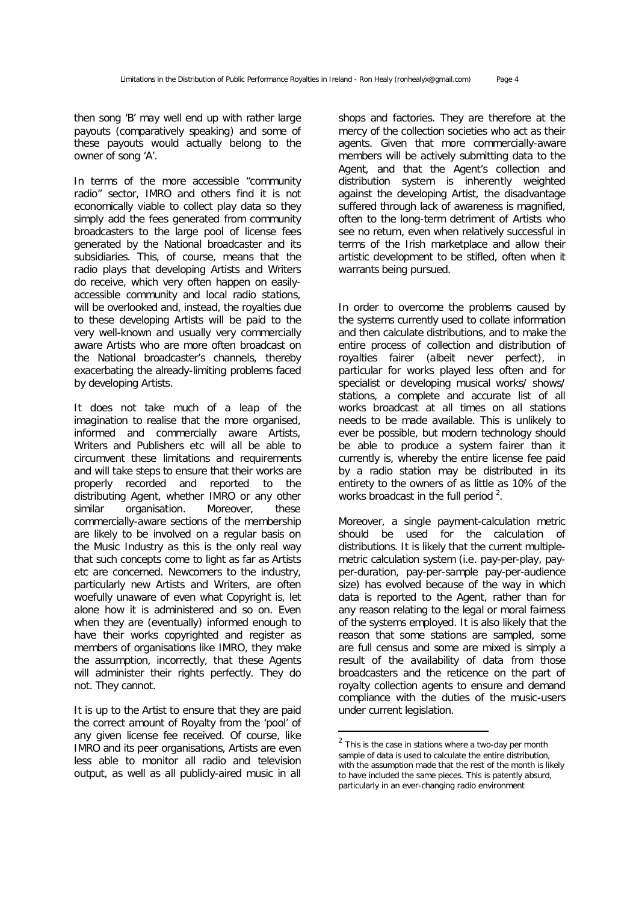then song 'B' may well end up with rather large payouts (comparatively speaking) and some of these payouts would actually belong to the owner of song 'A'.

In terms of the more accessible "community radio" sector, IMRO and others find it is not economically viable to collect play data so they simply add the fees generated from community broadcasters to the large pool of license fees generated by the National broadcaster and its subsidiaries. This, of course, means that the radio plays that developing Artists and Writers do receive, which very often happen on easily-accessible community and local radio stations, will be overlooked and, instead, the royalties due to these developing Artists will be paid to the very well-known and usually very commercially aware Artists who are more often broadcast on the National broadcaster's channels, thereby exacerbating the already-limiting problems faced by developing Artists.

It does not take much of a leap of the imagination to realise that the more organised, informed and commercially aware Artists, Writers and Publishers etc will all be able to circumvent these limitations and requirements and will take steps to ensure that their works are properly recorded and reported to the distributing Agent, whether IMRO or any other similar organisation. Moreover, these commercially-aware sections of the membership are likely to be involved on a regular basis on the Music Industry as this is the only real way that such concepts come to light as far as Artists etc are concerned. Newcomers to the industry, particularly new Artists and Writers, are often woefully unaware of even what Copyright is, let alone how it is administered and so on. Even when they are (eventually) informed enough to have their works copyrighted and register as members of organisations like IMRO, they make the assumption, incorrectly, that these Agents will administer their rights perfectly. They do not. They cannot.

It is up to the Artist to ensure that they are paid the correct amount of Royalty from the 'pool' of any given license fee received. Of course, like IMRO and its peer organisations, Artists are even less able to monitor all radio and television output, as well as all publicly-aired music in all shops and factories. They are therefore at the mercy of the collection societies who act as their agents. Given that more commercially-aware members will be actively submitting data to the Agent, and that the Agent's collection and distribution system is inherently weighted against the developing Artist, the disadvantage suffered through lack of awareness is magnified, often to the long-term detriment of Artists who see no return, even when relatively successful in terms of the Irish marketplace and allow their artistic development to be stifled, often when it warrants being pursued.

In order to overcome the problems caused by the systems currently used to collate information and then calculate distributions, and to make the entire process of collection and distribution of royalties fairer (albeit never perfect), in particular for works played less often and for specialist or developing musical works/ shows/ stations, a complete and accurate list of all works broadcast at all times on all stations needs to be made available. This is unlikely to ever be possible, but modern technology should be able to produce a system fairer than it currently is, whereby the entire license fee paid by a radio station may be distributed in its entirety to the owners of as little as 10% of the works broadcast in the full period [2].

Moreover, a single payment-calculation metric should be used for the calculation of distributions. It is likely that the current multiple-metric calculation system (i.e. pay-per-play, pay-per-duration, pay-per-sample pay-per-audience size) has evolved because of the way in which data is reported to the Agent, rather than for any reason relating to the legal or moral fairness of the systems employed. It is also likely that the reason that some stations are sampled, some are full census and some are mixed is simply a result of the availability of data from those broadcasters and the reticence on the part of royalty collection agents to ensure and demand compliance with the duties of the music-users under current legislation.

---

[2] This is the case in stations where a two-day per month sample of data is used to calculate the entire distribution, with the assumption made that the rest of the month is likely to have included the same pieces. This is patently absurd, particularly in an ever-changing radio environment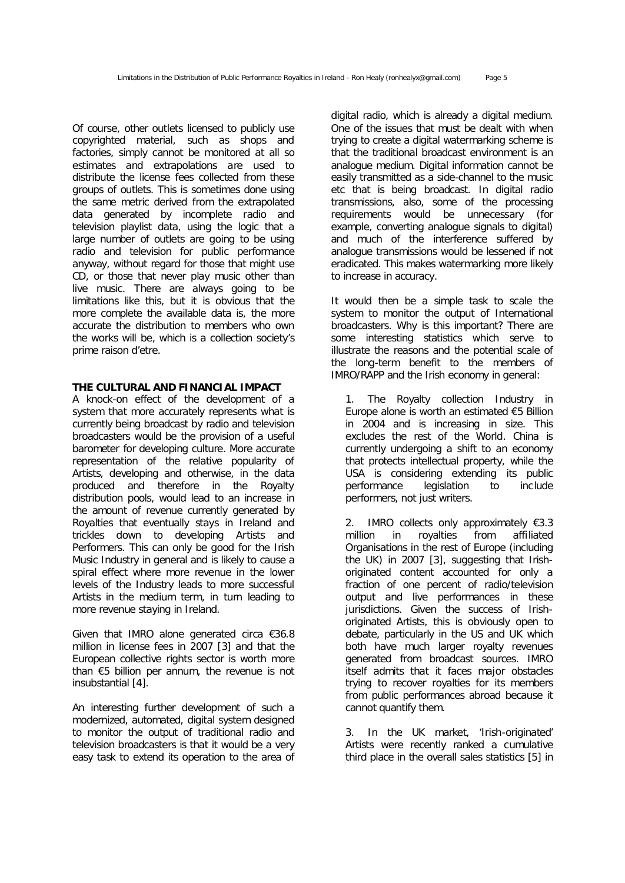Of course, other outlets licensed to publicly use copyrighted material, such as shops and factories, simply cannot be monitored at all so estimates and extrapolations are used to distribute the license fees collected from these groups of outlets. This is sometimes done using the same metric derived from the extrapolated data generated by incomplete radio and television playlist data, using the logic that a large number of outlets are going to be using radio and television for public performance anyway, without regard for those that might use CD, or those that never play music other than live music. There are always going to be limitations like this, but it is obvious that the more complete the available data is, the more accurate the distribution to members who own the works will be, which is a collection society's prime raison d'etre.

**THE CULTURAL AND FINANCIAL IMPACT**

A knock-on effect of the development of a system that more accurately represents what is currently being broadcast by radio and television broadcasters would be the provision of a useful barometer for developing culture. More accurate representation of the relative popularity of Artists, developing and otherwise, in the data produced and therefore in the Royalty distribution pools, would lead to an increase in the amount of revenue currently generated by Royalties that eventually stays in Ireland and trickles down to developing Artists and Performers. This can only be good for the Irish Music Industry in general and is likely to cause a spiral effect where more revenue in the lower levels of the Industry leads to more successful Artists in the medium term, in turn leading to more revenue staying in Ireland.

Given that IMRO alone generated circa €36.8 million in license fees in 2007 [3] and that the European collective rights sector is worth more than €5 billion per annum, the revenue is not insubstantial [4].

An interesting further development of such a modernized, automated, digital system designed to monitor the output of traditional radio and television broadcasters is that it would be a very easy task to extend its operation to the area of digital radio, which is already a digital medium. One of the issues that must be dealt with when trying to create a digital watermarking scheme is that the traditional broadcast environment is an analogue medium. Digital information cannot be easily transmitted as a side-channel to the music etc that is being broadcast. In digital radio transmissions, also, some of the processing requirements would be unnecessary (for example, converting analogue signals to digital) and much of the interference suffered by analogue transmissions would be lessened if not eradicated. This makes watermarking more likely to increase in accuracy.

It would then be a simple task to scale the system to monitor the output of International broadcasters. Why is this important? There are some interesting statistics which serve to illustrate the reasons and the potential scale of the long-term benefit to the members of IMRO/RAPP and the Irish economy in general:

1. The Royalty collection Industry in Europe alone is worth an estimated €5 Billion in 2004 and is increasing in size. This excludes the rest of the World. China is currently undergoing a shift to an economy that protects intellectual property, while the USA is considering extending its public performance legislation to include performers, not just writers.

2. IMRO collects only approximately €3.3 million in royalties from affiliated Organisations in the rest of Europe (including the UK) in 2007 [3], suggesting that Irish-originated content accounted for only a fraction of one percent of radio/television output and live performances in these jurisdictions. Given the success of Irish-originated Artists, this is obviously open to debate, particularly in the US and UK which both have much larger royalty revenues generated from broadcast sources. IMRO itself admits that it faces major obstacles trying to recover royalties for its members from public performances abroad because it cannot quantify them.

3. In the UK market, 'Irish-originated' Artists were recently ranked a cumulative third place in the overall sales statistics [5] in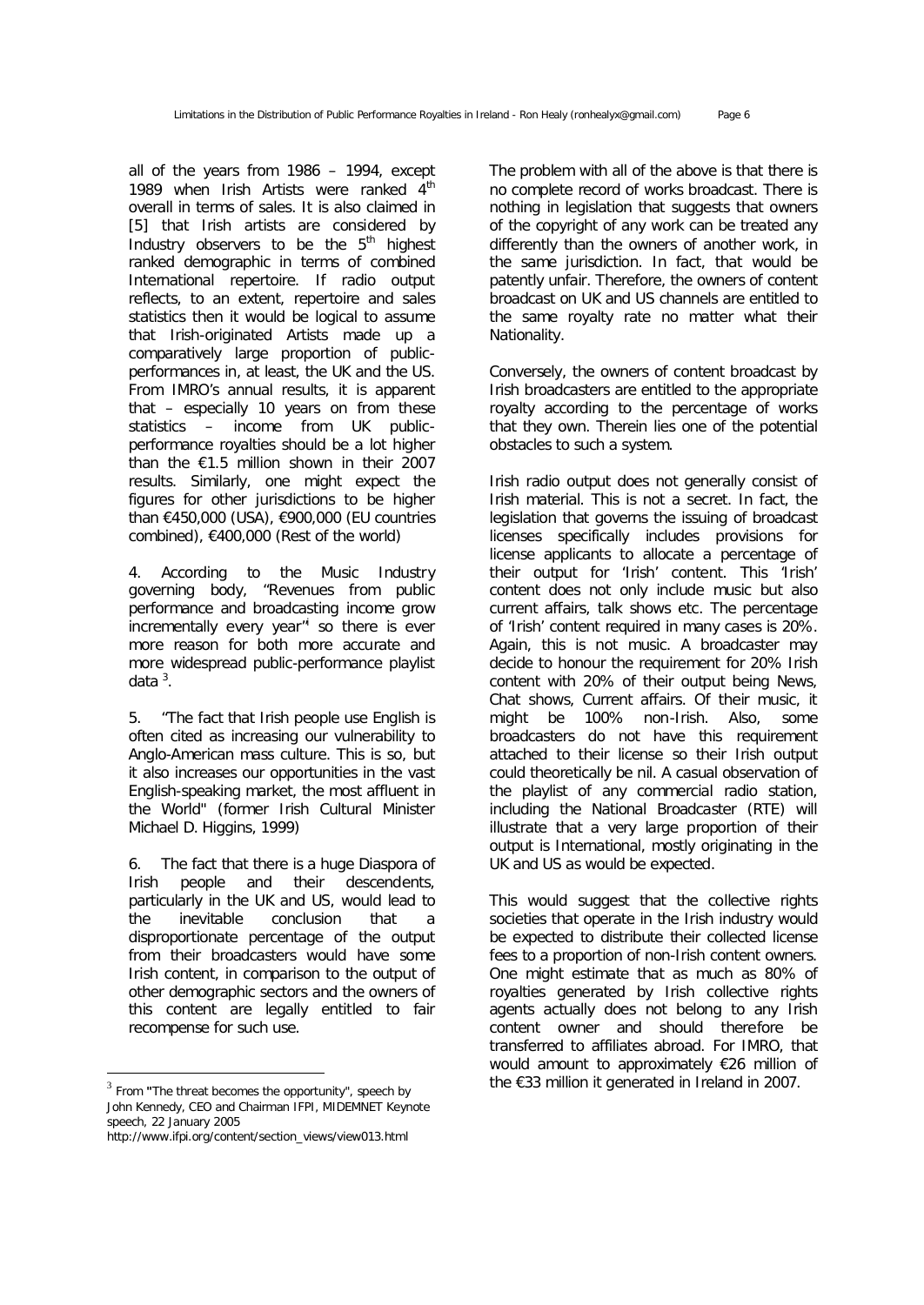all of the years from 1986 – 1994, except 1989 when Irish Artists were ranked 4th overall in terms of sales. It is also claimed in [5] that Irish artists are considered by Industry observers to be the 5th highest ranked demographic in terms of combined International repertoire. If radio output reflects, to an extent, repertoire and sales statistics then it would be logical to assume that Irish-originated Artists made up a comparatively large proportion of public-performances in, at least, the UK and the US. From IMRO's annual results, it is apparent that – especially 10 years on from these statistics – income from UK public-performance royalties should be a lot higher than the €1.5 million shown in their 2007 results. Similarly, one might expect the figures for other jurisdictions to be higher than €450,000 (USA), €900,000 (EU countries combined), €400,000 (Rest of the world)

4. According to the Music Industry governing body, "Revenues from public performance and broadcasting income grow incrementally every year" so there is ever more reason for both more accurate and more widespread public-performance playlist data [3].

5. "The fact that Irish people use English is often cited as increasing our vulnerability to Anglo-American mass culture. This is so, but it also increases our opportunities in the vast English-speaking market, the most affluent in the World" (former Irish Cultural Minister Michael D. Higgins, 1999)

6. The fact that there is a huge Diaspora of Irish people and their descendents, particularly in the UK and US, would lead to the inevitable conclusion that a disproportionate percentage of the output from their broadcasters would have some Irish content, in comparison to the output of other demographic sectors and the owners of this content are legally entitled to fair recompense for such use.

The problem with all of the above is that there is no complete record of works broadcast. There is nothing in legislation that suggests that owners of the copyright of any work can be treated any differently than the owners of another work, in the same jurisdiction. In fact, that would be patently unfair. Therefore, the owners of content broadcast on UK and US channels are entitled to the same royalty rate no matter what their Nationality.

Conversely, the owners of content broadcast by Irish broadcasters are entitled to the appropriate royalty according to the percentage of works that they own. Therein lies one of the potential obstacles to such a system.

Irish radio output does not generally consist of Irish material. This is not a secret. In fact, the legislation that governs the issuing of broadcast licenses specifically includes provisions for license applicants to allocate a percentage of their output for 'Irish' content. This 'Irish' content does not only include music but also current affairs, talk shows etc. The percentage of 'Irish' content required in many cases is 20%. Again, this is not music. A broadcaster may decide to honour the requirement for 20% Irish content with 20% of their output being News, Chat shows, Current affairs. Of their music, it might be 100% non-Irish. Also, some broadcasters do not have this requirement attached to their license so their Irish output could theoretically be nil. A casual observation of the playlist of any commercial radio station, including the National Broadcaster (RTE) will illustrate that a very large proportion of their output is International, mostly originating in the UK and US as would be expected.

This would suggest that the collective rights societies that operate in the Irish industry would be expected to distribute their collected license fees to a proportion of non-Irish content owners. One might estimate that as much as 80% of royalties generated by Irish collective rights agents actually does not belong to any Irish content owner and should therefore be transferred to affiliates abroad. For IMRO, that would amount to approximately €26 million of the €33 million it generated in Ireland in 2007.

[3] From "The threat becomes the opportunity", speech by John Kennedy, CEO and Chairman IFPI, MIDEMNET Keynote speech, 22 January 2005 http://www.ifpi.org/content/section_views/view013.html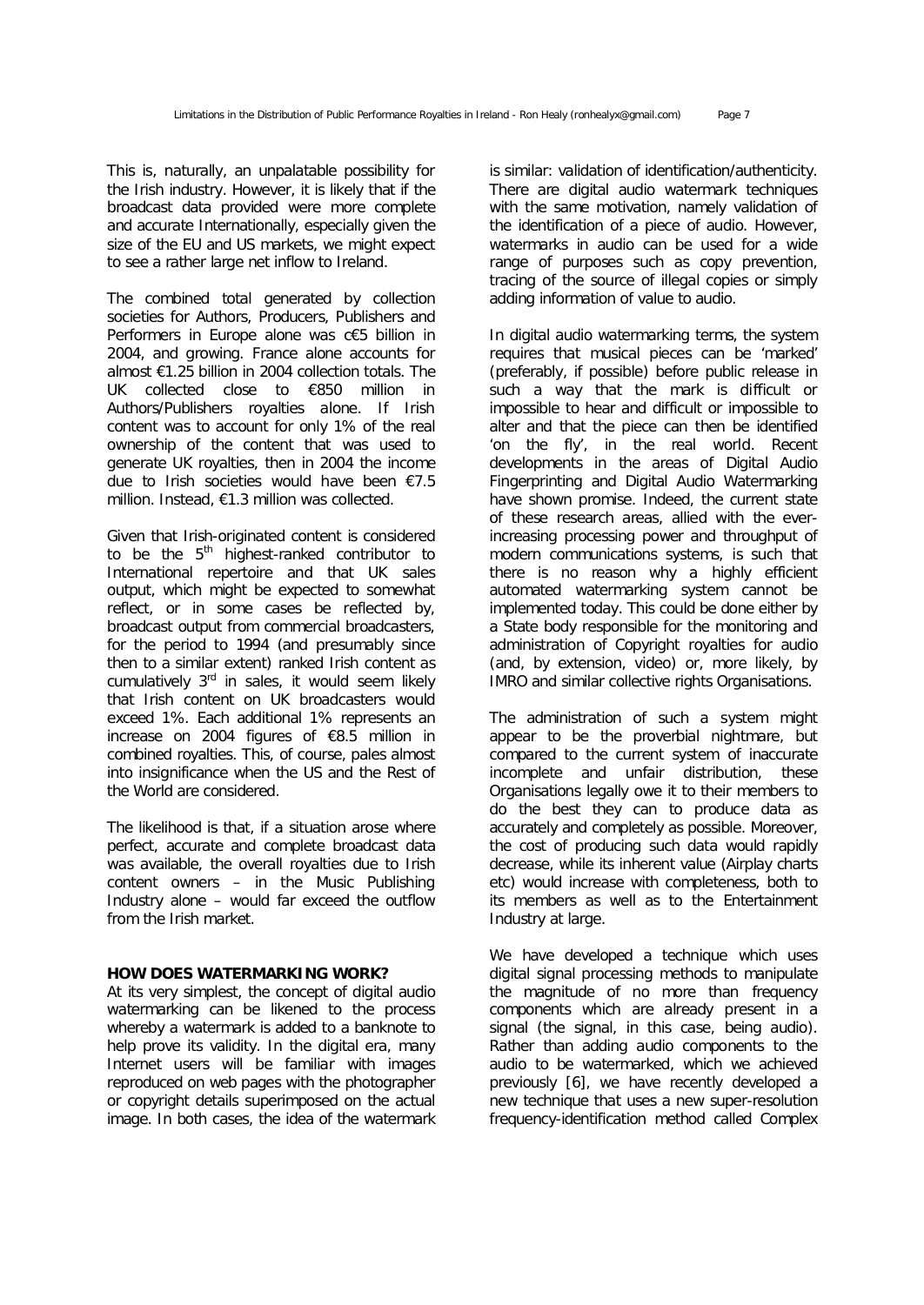This is, naturally, an unpalatable possibility for the Irish industry. However, it is likely that if the broadcast data provided were more complete and accurate Internationally, especially given the size of the EU and US markets, we might expect to see a rather large net inflow to Ireland.

The combined total generated by collection societies for Authors, Producers, Publishers and Performers in Europe alone was c€5 billion in 2004, and growing. France alone accounts for almost €1.25 billion in 2004 collection totals. The UK collected close to €850 million in Authors/Publishers royalties alone. If Irish content was to account for only 1% of the real ownership of the content that was used to generate UK royalties, then in 2004 the income due to Irish societies would have been €7.5 million. Instead, €1.3 million was collected.

Given that Irish-originated content is considered to be the 5th highest-ranked contributor to International repertoire and that UK sales output, which might be expected to somewhat reflect, or in some cases be reflected by, broadcast output from commercial broadcasters, for the period to 1994 (and presumably since then to a similar extent) ranked Irish content as cumulatively 3rd in sales, it would seem likely that Irish content on UK broadcasters would exceed 1%. Each additional 1% represents an increase on 2004 figures of €8.5 million in combined royalties. This, of course, pales almost into insignificance when the US and the Rest of the World are considered.

The likelihood is that, if a situation arose where perfect, accurate and complete broadcast data was available, the overall royalties due to Irish content owners – in the Music Publishing Industry alone – would far exceed the outflow from the Irish market.

**HOW DOES WATERMARKING WORK?**

At its very simplest, the concept of digital audio watermarking can be likened to the process whereby a watermark is added to a banknote to help prove its validity. In the digital era, many Internet users will be familiar with images reproduced on web pages with the photographer or copyright details superimposed on the actual image. In both cases, the idea of the watermark is similar: validation of identification/authenticity. There are digital audio watermark techniques with the same motivation, namely validation of the identification of a piece of audio. However, watermarks in audio can be used for a wide range of purposes such as copy prevention, tracing of the source of illegal copies or simply adding information of value to audio.

In digital audio watermarking terms, the system requires that musical pieces can be 'marked' (preferably, if possible) before public release in such a way that the mark is difficult or impossible to hear and difficult or impossible to alter and that the piece can then be identified 'on the fly', in the real world. Recent developments in the areas of Digital Audio Fingerprinting and Digital Audio Watermarking have shown promise. Indeed, the current state of these research areas, allied with the ever-increasing processing power and throughput of modern communications systems, is such that there is no reason why a highly efficient automated watermarking system cannot be implemented today. This could be done either by a State body responsible for the monitoring and administration of Copyright royalties for audio (and, by extension, video) or, more likely, by IMRO and similar collective rights Organisations.

The administration of such a system might appear to be the proverbial nightmare, but compared to the current system of inaccurate incomplete and unfair distribution, these Organisations legally owe it to their members to do the best they can to produce data as accurately and completely as possible. Moreover, the cost of producing such data would rapidly decrease, while its inherent value (Airplay charts etc) would increase with completeness, both to its members as well as to the Entertainment Industry at large.

We have developed a technique which uses digital signal processing methods to manipulate the magnitude of no more than frequency components which are already present in a signal (the signal, in this case, being audio). Rather than adding audio components to the audio to be watermarked, which we achieved previously [6], we have recently developed a new technique that uses a new super-resolution frequency-identification method called Complex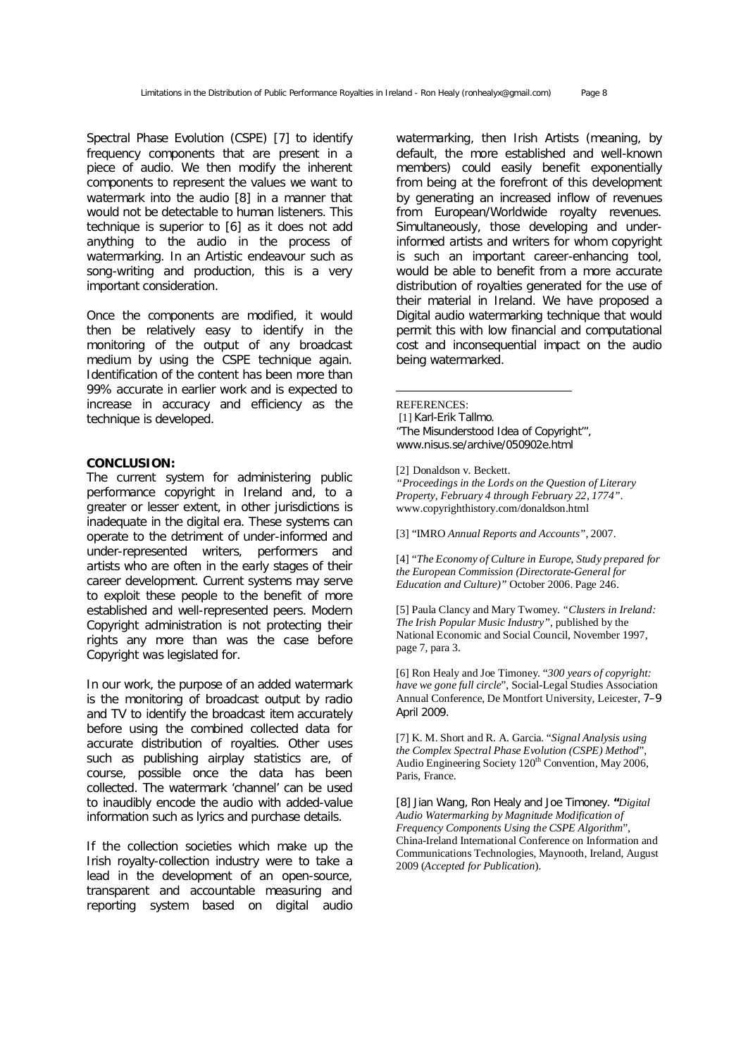Spectral Phase Evolution (CSPE) [7] to identify frequency components that are present in a piece of audio. We then modify the inherent components to represent the values we want to watermark into the audio [8] in a manner that would not be detectable to human listeners. This technique is superior to [6] as it does not add anything to the audio in the process of watermarking. In an Artistic endeavour such as song-writing and production, this is a very important consideration.

Once the components are modified, it would then be relatively easy to identify in the monitoring of the output of any broadcast medium by using the CSPE technique again. Identification of the content has been more than 99% accurate in earlier work and is expected to increase in accuracy and efficiency as the technique is developed.

**CONCLUSION:**

The current system for administering public performance copyright in Ireland and, to a greater or lesser extent, in other jurisdictions is inadequate in the digital era. These systems can operate to the detriment of under-informed and under-represented writers, performers and artists who are often in the early stages of their career development. Current systems may serve to exploit these people to the benefit of more established and well-represented peers. Modern Copyright administration is not protecting their rights any more than was the case before Copyright was legislated for.

In our work, the purpose of an added watermark is the monitoring of broadcast output by radio and TV to identify the broadcast item accurately before using the combined collected data for accurate distribution of royalties. Other uses such as publishing airplay statistics are, of course, possible once the data has been collected. The watermark 'channel' can be used to inaudibly encode the audio with added-value information such as lyrics and purchase details.

If the collection societies which make up the Irish royalty-collection industry were to take a lead in the development of an open-source, transparent and accountable measuring and reporting system based on digital audio watermarking, then Irish Artists (meaning, by default, the more established and well-known members) could easily benefit exponentially from being at the forefront of this development by generating an increased inflow of revenues from European/Worldwide royalty revenues. Simultaneously, those developing and under-informed artists and writers for whom copyright is such an important career-enhancing tool, would be able to benefit from a more accurate distribution of royalties generated for the use of their material in Ireland. We have proposed a Digital audio watermarking technique that would permit this with low financial and computational cost and inconsequential impact on the audio being watermarked.

REFERENCES:

[1] Karl-Erik Tallmo. "The Misunderstood Idea of Copyright"', www.nisus.se/archive/050902e.html

[2] Donaldson v. Beckett. *"Proceedings in the Lords on the Question of Literary Property, February 4 through February 22, 1774"*. www.copyrighthistory.com/donaldson.html

[3] "IMRO *Annual Reports and Accounts"*, 2007.

[4] "*The Economy of Culture in Europe, Study prepared for the European Commission (Directorate-General for Education and Culture)"* October 2006. Page 246.

[5] Paula Clancy and Mary Twomey. *"Clusters in Ireland: The Irish Popular Music Industry"*, published by the National Economic and Social Council, November 1997, page 7, para 3.

[6] Ron Healy and Joe Timoney. "*300 years of copyright: have we gone full circle*", Social-Legal Studies Association Annual Conference, De Montfort University, Leicester, 7–9 April 2009.

[7] K. M. Short and R. A. Garcia. "*Signal Analysis using the Complex Spectral Phase Evolution (CSPE) Method*", Audio Engineering Society 120th Convention, May 2006, Paris, France.

[8] Jian Wang, Ron Healy and Joe Timoney. "*Digital Audio Watermarking by Magnitude Modification of Frequency Components Using the CSPE Algorithm*", China-Ireland International Conference on Information and Communications Technologies, Maynooth, Ireland, August 2009 (*Accepted for Publication*).